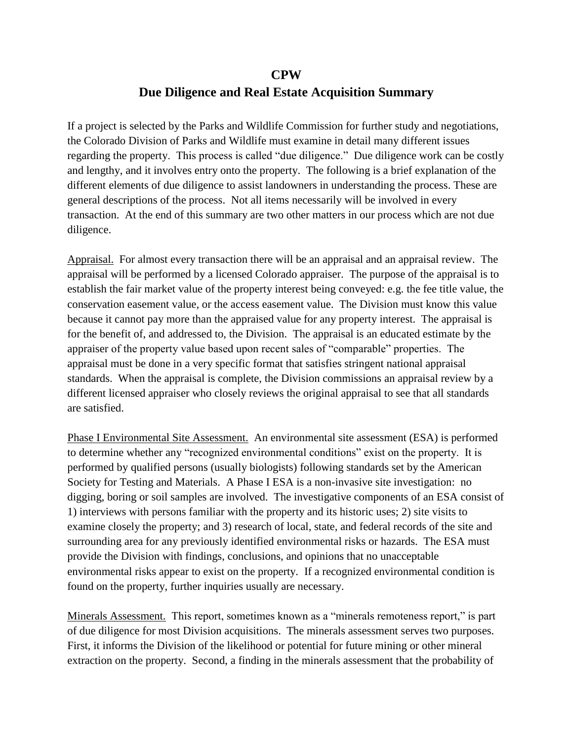# CPW
# Due Diligence and Real Estate Acquisition Summary

If a project is selected by the Parks and Wildlife Commission for further study and negotiations, the Colorado Division of Parks and Wildlife must examine in detail many different issues regarding the property. This process is called "due diligence." Due diligence work can be costly and lengthy, and it involves entry onto the property. The following is a brief explanation of the different elements of due diligence to assist landowners in understanding the process. These are general descriptions of the process. Not all items necessarily will be involved in every transaction. At the end of this summary are two other matters in our process which are not due diligence.

<u>Appraisal.</u> For almost every transaction there will be an appraisal and an appraisal review. The appraisal will be performed by a licensed Colorado appraiser. The purpose of the appraisal is to establish the fair market value of the property interest being conveyed: e.g. the fee title value, the conservation easement value, or the access easement value. The Division must know this value because it cannot pay more than the appraised value for any property interest. The appraisal is for the benefit of, and addressed to, the Division. The appraisal is an educated estimate by the appraiser of the property value based upon recent sales of "comparable" properties. The appraisal must be done in a very specific format that satisfies stringent national appraisal standards. When the appraisal is complete, the Division commissions an appraisal review by a different licensed appraiser who closely reviews the original appraisal to see that all standards are satisfied.

<u>Phase I Environmental Site Assessment.</u> An environmental site assessment (ESA) is performed to determine whether any "recognized environmental conditions" exist on the property. It is performed by qualified persons (usually biologists) following standards set by the American Society for Testing and Materials. A Phase I ESA is a non-invasive site investigation: no digging, boring or soil samples are involved. The investigative components of an ESA consist of 1) interviews with persons familiar with the property and its historic uses; 2) site visits to examine closely the property; and 3) research of local, state, and federal records of the site and surrounding area for any previously identified environmental risks or hazards. The ESA must provide the Division with findings, conclusions, and opinions that no unacceptable environmental risks appear to exist on the property. If a recognized environmental condition is found on the property, further inquiries usually are necessary.

<u>Minerals Assessment.</u> This report, sometimes known as a "minerals remoteness report," is part of due diligence for most Division acquisitions. The minerals assessment serves two purposes. First, it informs the Division of the likelihood or potential for future mining or other mineral extraction on the property. Second, a finding in the minerals assessment that the probability of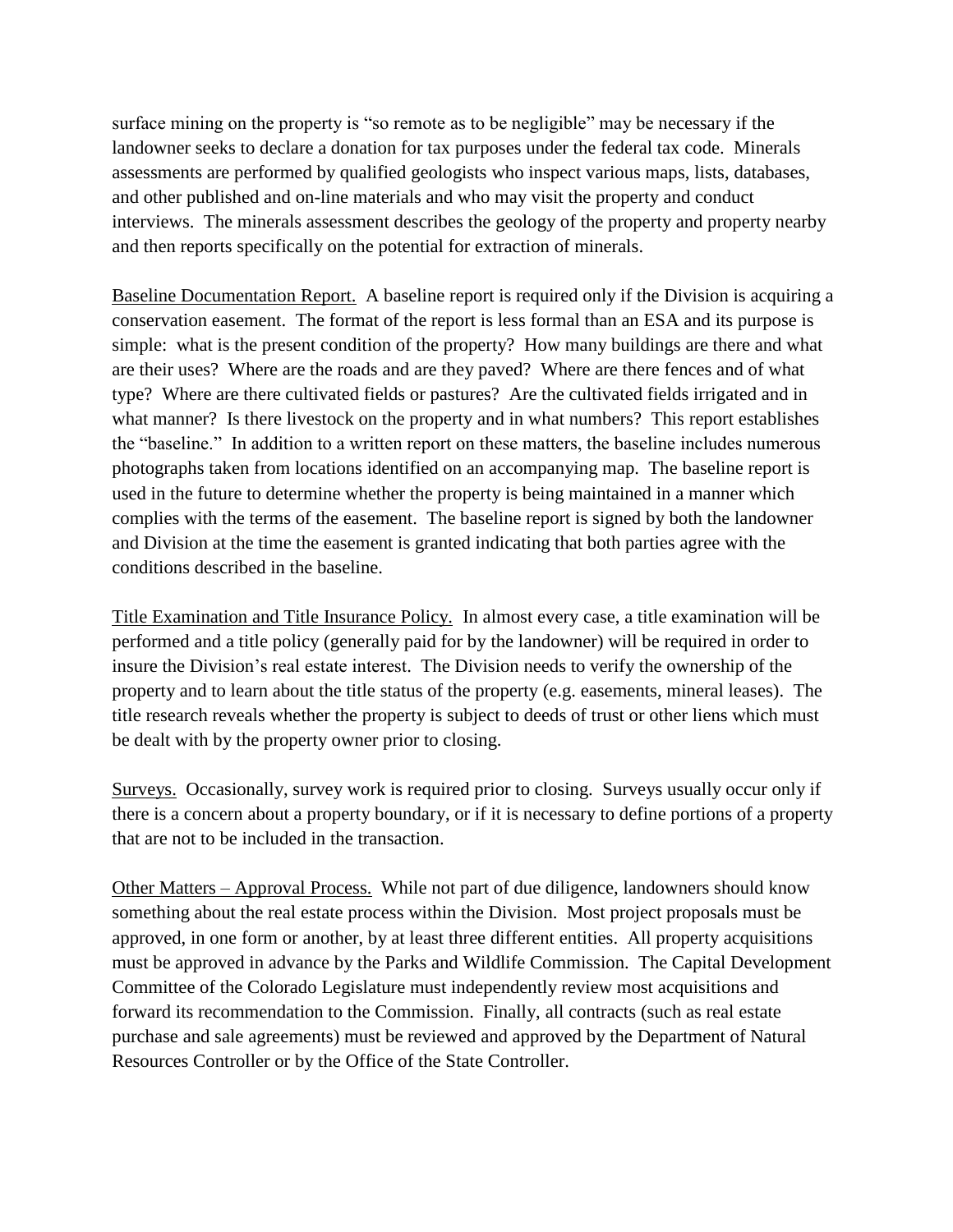surface mining on the property is "so remote as to be negligible" may be necessary if the landowner seeks to declare a donation for tax purposes under the federal tax code. Minerals assessments are performed by qualified geologists who inspect various maps, lists, databases, and other published and on-line materials and who may visit the property and conduct interviews. The minerals assessment describes the geology of the property and property nearby and then reports specifically on the potential for extraction of minerals.

<u>Baseline Documentation Report.</u> A baseline report is required only if the Division is acquiring a conservation easement. The format of the report is less formal than an ESA and its purpose is simple: what is the present condition of the property? How many buildings are there and what are their uses? Where are the roads and are they paved? Where are there fences and of what type? Where are there cultivated fields or pastures? Are the cultivated fields irrigated and in what manner? Is there livestock on the property and in what numbers? This report establishes the "baseline." In addition to a written report on these matters, the baseline includes numerous photographs taken from locations identified on an accompanying map. The baseline report is used in the future to determine whether the property is being maintained in a manner which complies with the terms of the easement. The baseline report is signed by both the landowner and Division at the time the easement is granted indicating that both parties agree with the conditions described in the baseline.

<u>Title Examination and Title Insurance Policy.</u> In almost every case, a title examination will be performed and a title policy (generally paid for by the landowner) will be required in order to insure the Division's real estate interest. The Division needs to verify the ownership of the property and to learn about the title status of the property (e.g. easements, mineral leases). The title research reveals whether the property is subject to deeds of trust or other liens which must be dealt with by the property owner prior to closing.

<u>Surveys.</u> Occasionally, survey work is required prior to closing. Surveys usually occur only if there is a concern about a property boundary, or if it is necessary to define portions of a property that are not to be included in the transaction.

<u>Other Matters – Approval Process.</u> While not part of due diligence, landowners should know something about the real estate process within the Division. Most project proposals must be approved, in one form or another, by at least three different entities. All property acquisitions must be approved in advance by the Parks and Wildlife Commission. The Capital Development Committee of the Colorado Legislature must independently review most acquisitions and forward its recommendation to the Commission. Finally, all contracts (such as real estate purchase and sale agreements) must be reviewed and approved by the Department of Natural Resources Controller or by the Office of the State Controller.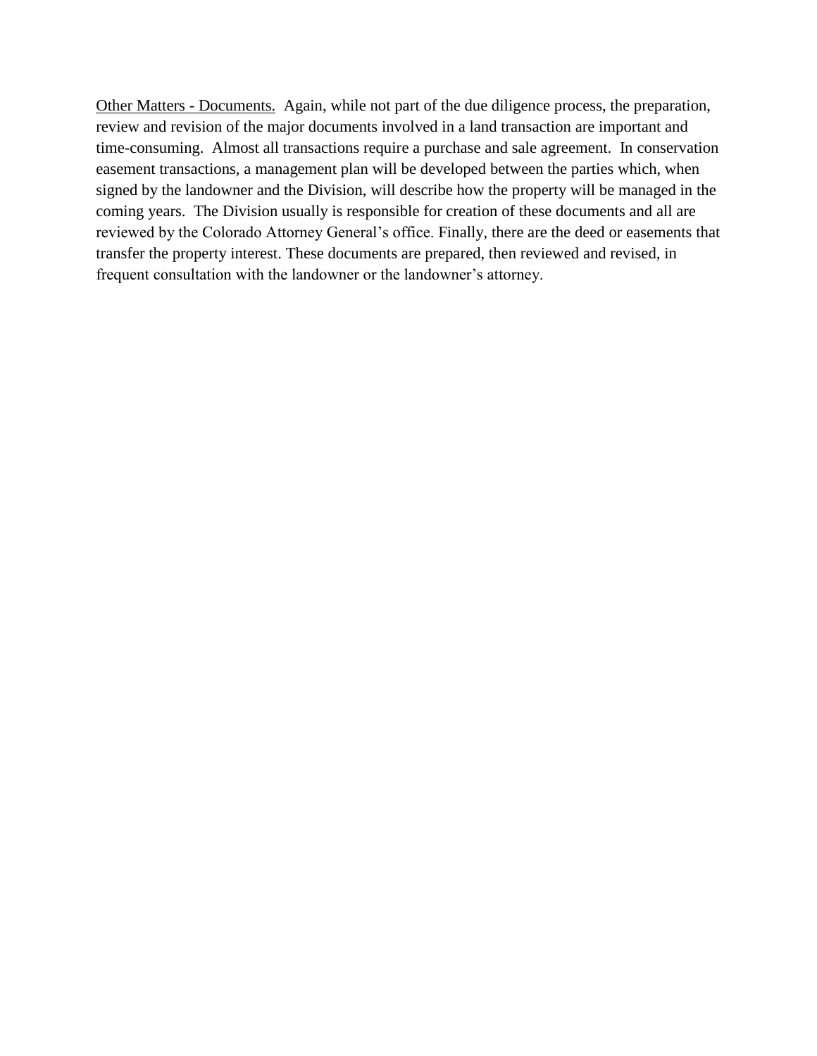<u>Other Matters - Documents.</u> Again, while not part of the due diligence process, the preparation, review and revision of the major documents involved in a land transaction are important and time-consuming. Almost all transactions require a purchase and sale agreement. In conservation easement transactions, a management plan will be developed between the parties which, when signed by the landowner and the Division, will describe how the property will be managed in the coming years. The Division usually is responsible for creation of these documents and all are reviewed by the Colorado Attorney General's office. Finally, there are the deed or easements that transfer the property interest. These documents are prepared, then reviewed and revised, in frequent consultation with the landowner or the landowner's attorney.